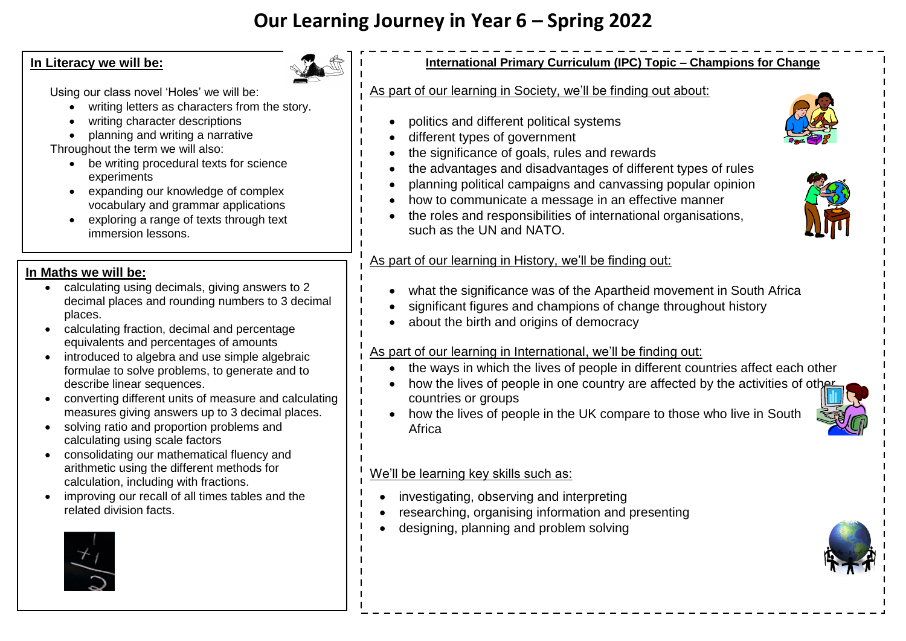# Our Learning Journey in Year 6 – Spring 2022

**In Literacy we will be:**

Using our class novel 'Holes' we will be:

- writing letters as characters from the story.
- writing character descriptions
- planning and writing a narrative

Throughout the term we will also:

- be writing procedural texts for science experiments
- expanding our knowledge of complex vocabulary and grammar applications
- exploring a range of texts through text immersion lessons.

**In Maths we will be:**

- calculating using decimals, giving answers to 2 decimal places and rounding numbers to 3 decimal places.
- calculating fraction, decimal and percentage equivalents and percentages of amounts
- introduced to algebra and use simple algebraic formulae to solve problems, to generate and to describe linear sequences.
- converting different units of measure and calculating measures giving answers up to 3 decimal places.
- solving ratio and proportion problems and calculating using scale factors
- consolidating our mathematical fluency and arithmetic using the different methods for calculation, including with fractions.
- improving our recall of all times tables and the related division facts.

**International Primary Curriculum (IPC) Topic – Champions for Change**

As part of our learning in Society, we'll be finding out about:

- politics and different political systems
- different types of government
- the significance of goals, rules and rewards
- the advantages and disadvantages of different types of rules
- planning political campaigns and canvassing popular opinion
- how to communicate a message in an effective manner
- the roles and responsibilities of international organisations, such as the UN and NATO.

As part of our learning in History, we'll be finding out:

- what the significance was of the Apartheid movement in South Africa
- significant figures and champions of change throughout history
- about the birth and origins of democracy

As part of our learning in International, we'll be finding out:

- the ways in which the lives of people in different countries affect each other
- how the lives of people in one country are affected by the activities of other countries or groups
- how the lives of people in the UK compare to those who live in South Africa

We'll be learning key skills such as:

- investigating, observing and interpreting
- researching, organising information and presenting
- designing, planning and problem solving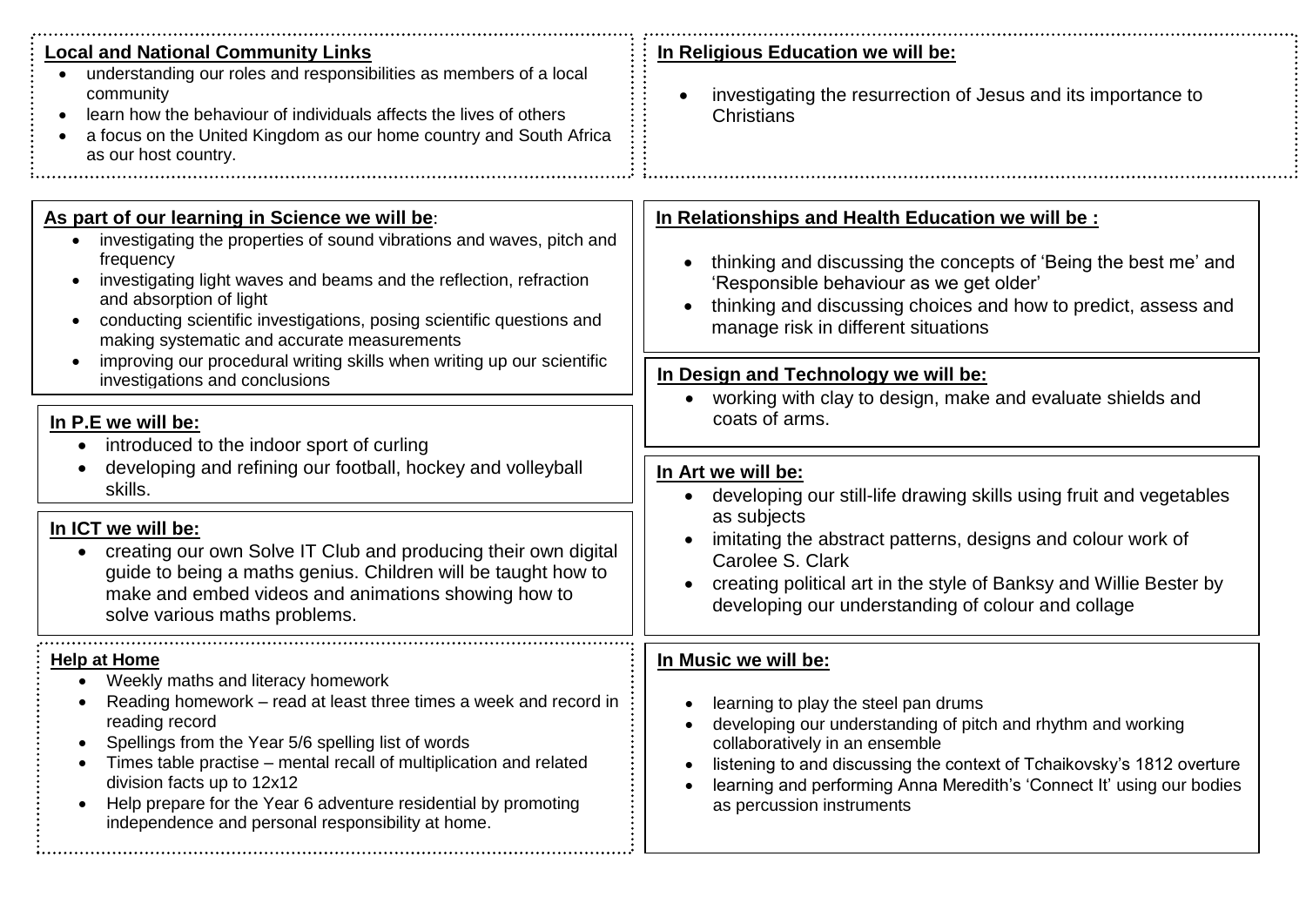## Local and National Community Links

- understanding our roles and responsibilities as members of a local community
- learn how the behaviour of individuals affects the lives of others
- a focus on the United Kingdom as our home country and South Africa as our host country.

## As part of our learning in Science we will be:

- investigating the properties of sound vibrations and waves, pitch and frequency
- investigating light waves and beams and the reflection, refraction and absorption of light
- conducting scientific investigations, posing scientific questions and making systematic and accurate measurements
- improving our procedural writing skills when writing up our scientific investigations and conclusions

## In P.E we will be:

- introduced to the indoor sport of curling
- developing and refining our football, hockey and volleyball skills.

## In ICT we will be:

- creating our own Solve IT Club and producing their own digital guide to being a maths genius. Children will be taught how to make and embed videos and animations showing how to solve various maths problems.

## Help at Home

- Weekly maths and literacy homework
- Reading homework – read at least three times a week and record in reading record
- Spellings from the Year 5/6 spelling list of words
- Times table practise – mental recall of multiplication and related division facts up to 12x12
- Help prepare for the Year 6 adventure residential by promoting independence and personal responsibility at home.

## In Religious Education we will be:

- investigating the resurrection of Jesus and its importance to Christians

## In Relationships and Health Education we will be :

- thinking and discussing the concepts of 'Being the best me' and 'Responsible behaviour as we get older'
- thinking and discussing choices and how to predict, assess and manage risk in different situations

## In Design and Technology we will be:

- working with clay to design, make and evaluate shields and coats of arms.

## In Art we will be:

- developing our still-life drawing skills using fruit and vegetables as subjects
- imitating the abstract patterns, designs and colour work of Carolee S. Clark
- creating political art in the style of Banksy and Willie Bester by developing our understanding of colour and collage

## In Music we will be:

- learning to play the steel pan drums
- developing our understanding of pitch and rhythm and working collaboratively in an ensemble
- listening to and discussing the context of Tchaikovsky's 1812 overture
- learning and performing Anna Meredith's 'Connect It' using our bodies as percussion instruments